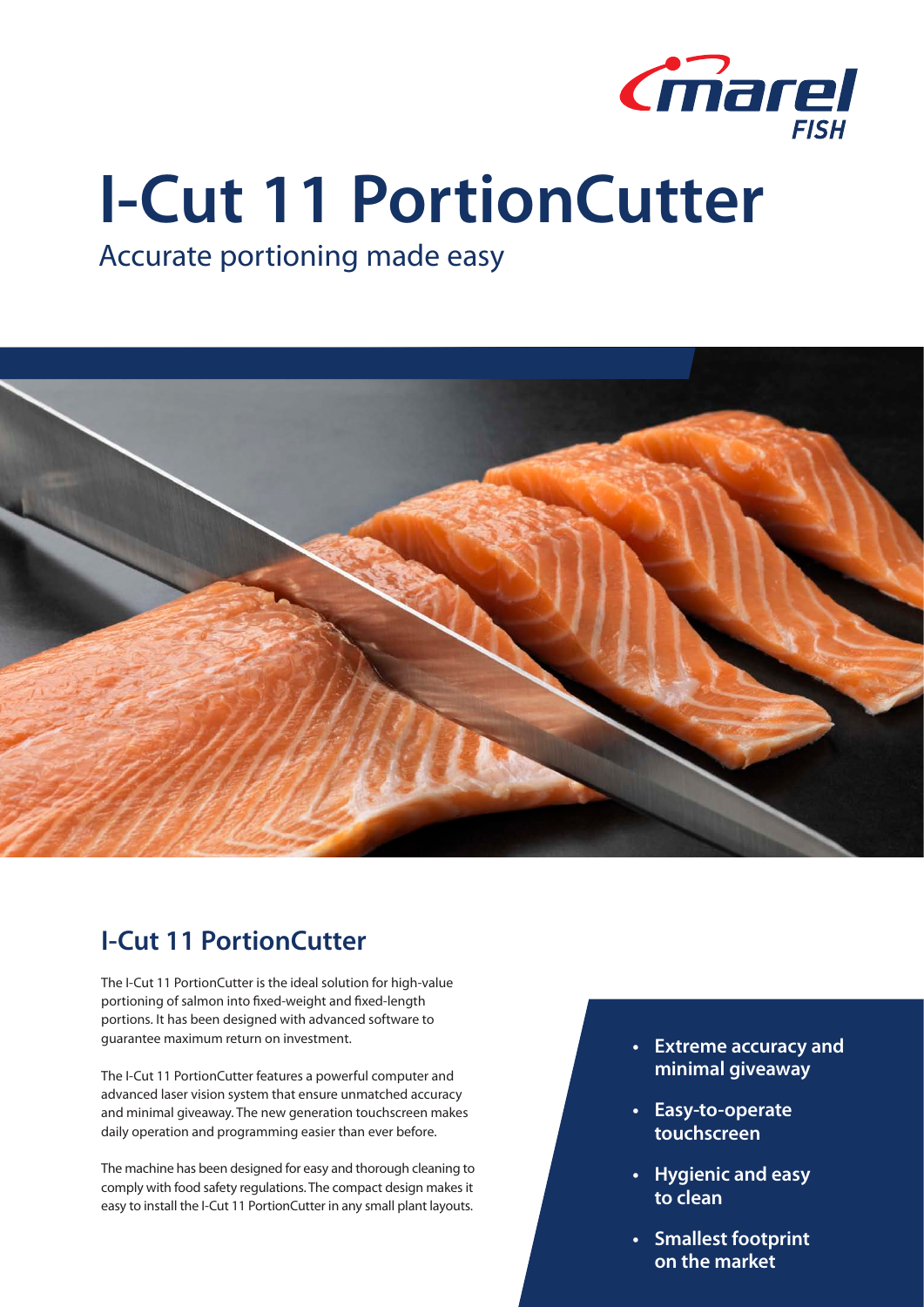# I-Cut 11 PortionCutter

Accurate portioning made easy

## I-Cut 11 PortionCutter

The I-Cut 11 PortionCutter is the ideal solution for high-value portioning of salmon into fixed-weight and fixed-length portions. It has been designed with advanced software to guarantee maximum return on investment.

The I-Cut 11 PortionCutter features a powerful computer and advanced laser vision system that ensure unmatched accuracy and minimal giveaway. The new generation touchscreen makes daily operation and programming easier than ever before.

The machine has been designed for easy and thorough cleaning to comply with food safety regulations. The compact design makes it easy to install the I-Cut 11 PortionCutter in any small plant layouts.

- **Extreme accuracy and minimal giveaway**
- **Easy-to-operate touchscreen**
- **Hygienic and easy to clean**
- **Smallest footprint on the market**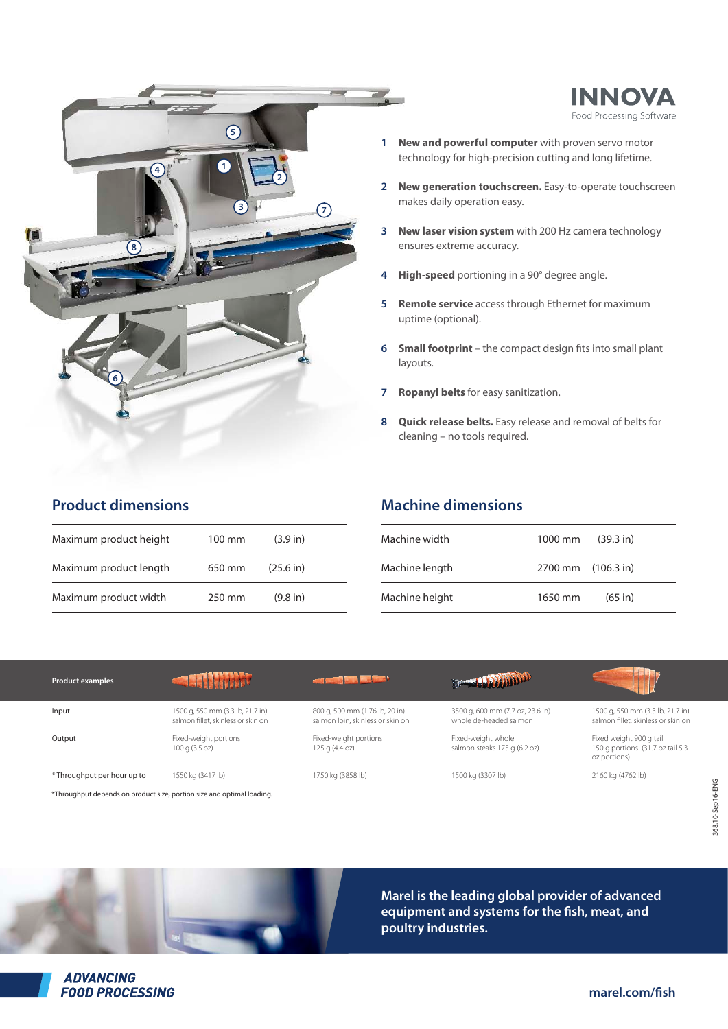INNOVA

Food Processing Software

1. **New and powerful computer** with proven servo motor technology for high-precision cutting and long lifetime.
2. **New generation touchscreen.** Easy-to-operate touchscreen makes daily operation easy.
3. **New laser vision system** with 200 Hz camera technology ensures extreme accuracy.
4. **High-speed** portioning in a 90° degree angle.
5. **Remote service** access through Ethernet for maximum uptime (optional).
6. **Small footprint** – the compact design fits into small plant layouts.
7. **Ropanyl belts** for easy sanitization.
8. **Quick release belts.** Easy release and removal of belts for cleaning – no tools required.

## Product dimensions

| | | |
|---|---|---|
| Maximum product height | 100 mm | (3.9 in) |
| Maximum product length | 650 mm | (25.6 in) |
| Maximum product width | 250 mm | (9.8 in) |

## Machine dimensions

| | | |
|---|---|---|
| Machine width | 1000 mm | (39.3 in) |
| Machine length | 2700 mm | (106.3 in) |
| Machine height | 1650 mm | (65 in) |

| Product examples | | | | |
|---|---|---|---|---|
| Input | 1500 g, 550 mm (3.3 lb, 21.7 in) salmon fillet, skinless or skin on | 800 g, 500 mm (1.76 lb, 20 in) salmon loin, skinless or skin on | 3500 g, 600 mm (7.7 oz, 23.6 in) whole de-headed salmon | 1500 g, 550 mm (3.3 lb, 21.7 in) salmon fillet, skinless or skin on |
| Output | Fixed-weight portions 100 g (3.5 oz) | Fixed-weight portions 125 g (4.4 oz) | Fixed-weight whole salmon steaks 175 g (6.2 oz) | Fixed weight 900 g tail 150 g portions (31.7 oz tail 5.3 oz portions) |
| * Throughput per hour up to | 1550 kg (3417 lb) | 1750 kg (3858 lb) | 1500 kg (3307 lb) | 2160 kg (4762 lb) |

*Throughput depends on product size, portion size and optimal loading.

368.10-Sep16-ENG

**Marel is the leading global provider of advanced equipment and systems for the fish, meat, and poultry industries.**

ADVANCING FOOD PROCESSING

marel.com/fish